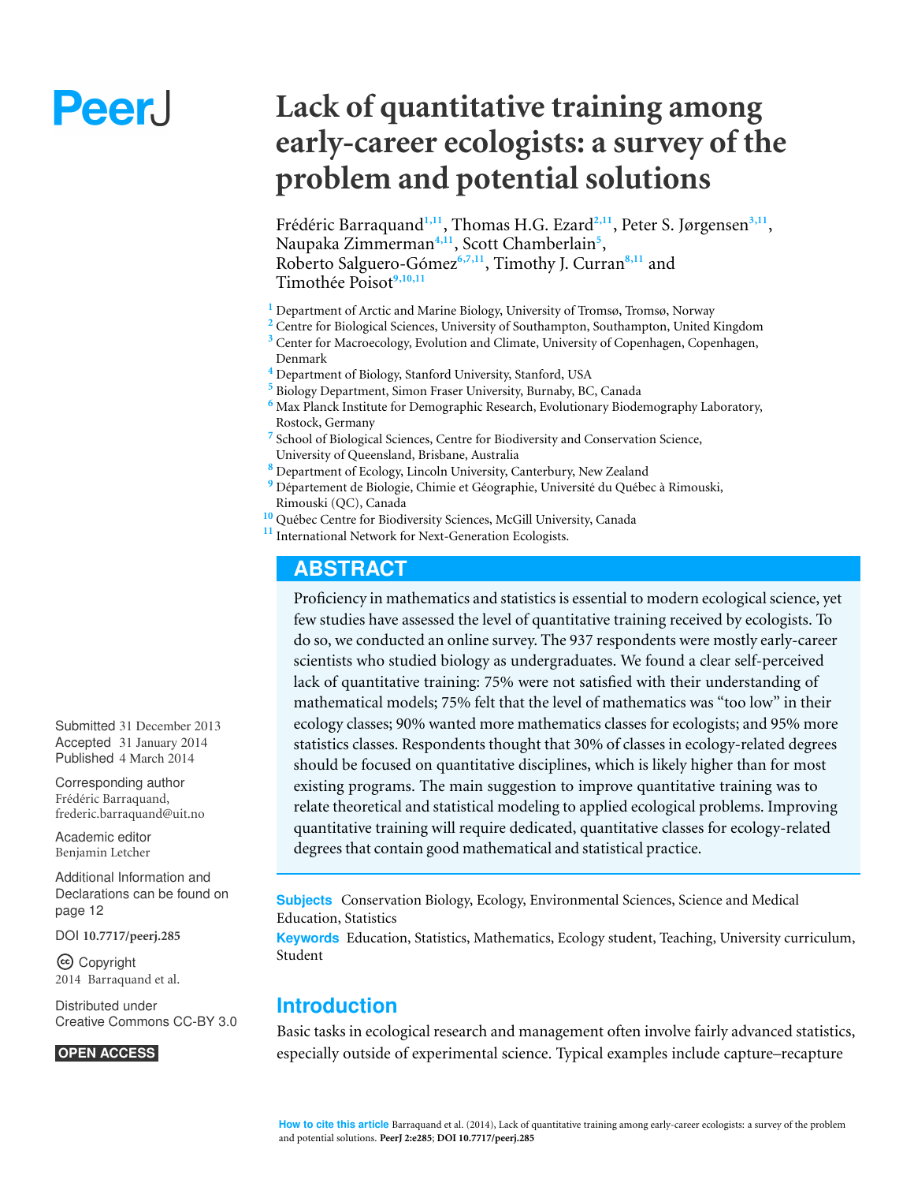# Lack of quantitative training among early-career ecologists: a survey of the problem and potential solutions

Frédéric Barraquand[1,11], Thomas H.G. Ezard[2,11], Peter S. Jørgensen[3,11], Naupaka Zimmerman[4,11], Scott Chamberlain[5], Roberto Salguero-Gómez[6,7,11], Timothy J. Curran[8,11] and Timothée Poisot[9,10,11]

[1] Department of Arctic and Marine Biology, University of Tromsø, Tromsø, Norway
[2] Centre for Biological Sciences, University of Southampton, Southampton, United Kingdom
[3] Center for Macroecology, Evolution and Climate, University of Copenhagen, Copenhagen, Denmark
[4] Department of Biology, Stanford University, Stanford, USA
[5] Biology Department, Simon Fraser University, Burnaby, BC, Canada
[6] Max Planck Institute for Demographic Research, Evolutionary Biodemography Laboratory, Rostock, Germany
[7] School of Biological Sciences, Centre for Biodiversity and Conservation Science, University of Queensland, Brisbane, Australia
[8] Department of Ecology, Lincoln University, Canterbury, New Zealand
[9] Département de Biologie, Chimie et Géographie, Université du Québec à Rimouski, Rimouski (QC), Canada
[10] Québec Centre for Biodiversity Sciences, McGill University, Canada
[11] International Network for Next-Generation Ecologists.

Submitted 31 December 2013
Accepted 31 January 2014
Published 4 March 2014

Corresponding author
Frédéric Barraquand, frederic.barraquand@uit.no

Academic editor
Benjamin Letcher

Additional Information and Declarations can be found on page 12

DOI 10.7717/peerj.285

Copyright
2014 Barraquand et al.

Distributed under
Creative Commons CC-BY 3.0

OPEN ACCESS

## ABSTRACT

Proficiency in mathematics and statistics is essential to modern ecological science, yet few studies have assessed the level of quantitative training received by ecologists. To do so, we conducted an online survey. The 937 respondents were mostly early-career scientists who studied biology as undergraduates. We found a clear self-perceived lack of quantitative training: 75% were not satisfied with their understanding of mathematical models; 75% felt that the level of mathematics was "too low" in their ecology classes; 90% wanted more mathematics classes for ecologists; and 95% more statistics classes. Respondents thought that 30% of classes in ecology-related degrees should be focused on quantitative disciplines, which is likely higher than for most existing programs. The main suggestion to improve quantitative training was to relate theoretical and statistical modeling to applied ecological problems. Improving quantitative training will require dedicated, quantitative classes for ecology-related degrees that contain good mathematical and statistical practice.

**Subjects** Conservation Biology, Ecology, Environmental Sciences, Science and Medical Education, Statistics
**Keywords** Education, Statistics, Mathematics, Ecology student, Teaching, University curriculum, Student

## Introduction

Basic tasks in ecological research and management often involve fairly advanced statistics, especially outside of experimental science. Typical examples include capture–recapture

**How to cite this article** Barraquand et al. (2014), Lack of quantitative training among early-career ecologists: a survey of the problem and potential solutions. **PeerJ 2:e285**; **DOI 10.7717/peerj.285**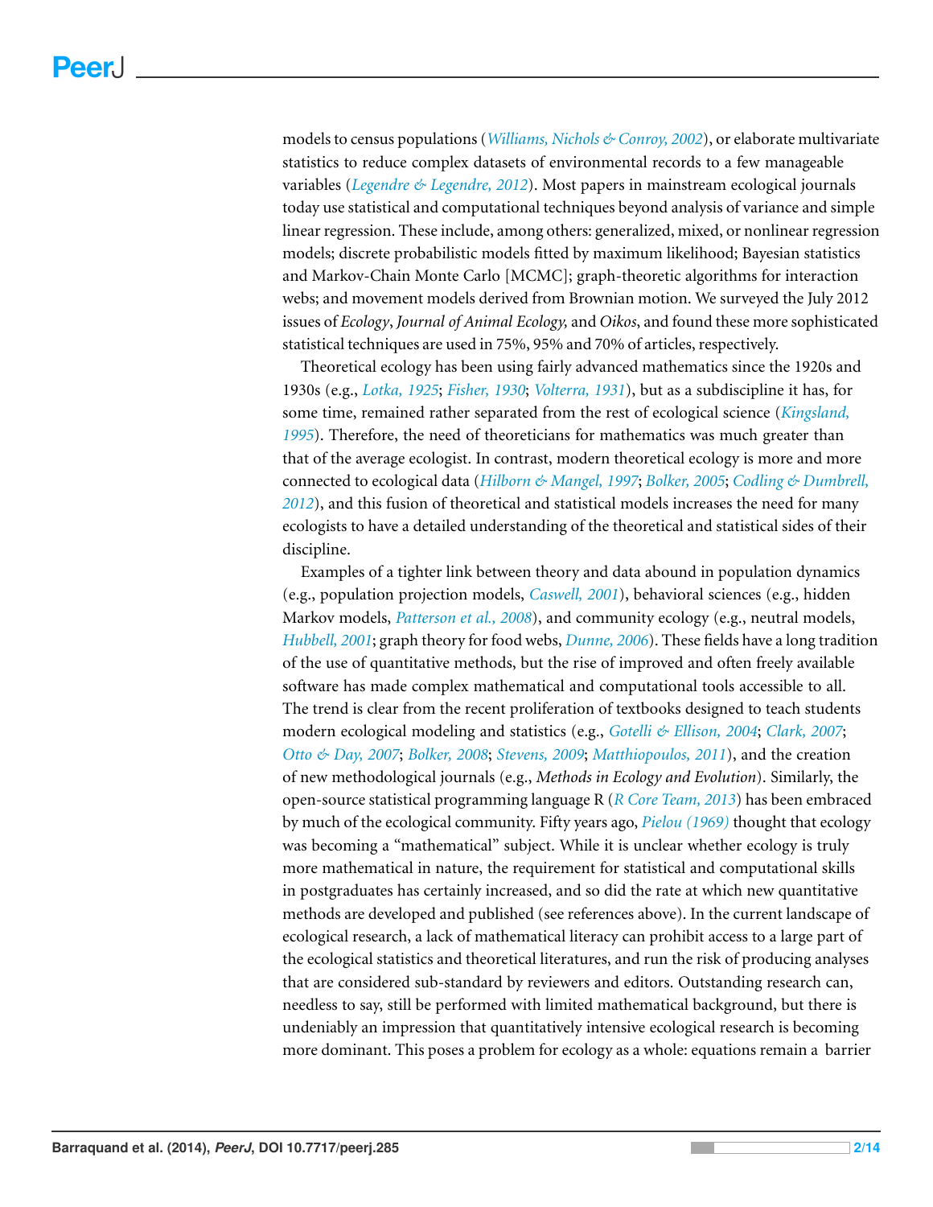models to census populations (*Williams, Nichols & Conroy, 2002*), or elaborate multivariate statistics to reduce complex datasets of environmental records to a few manageable variables (*Legendre & Legendre, 2012*). Most papers in mainstream ecological journals today use statistical and computational techniques beyond analysis of variance and simple linear regression. These include, among others: generalized, mixed, or nonlinear regression models; discrete probabilistic models fitted by maximum likelihood; Bayesian statistics and Markov-Chain Monte Carlo [MCMC]; graph-theoretic algorithms for interaction webs; and movement models derived from Brownian motion. We surveyed the July 2012 issues of *Ecology*, *Journal of Animal Ecology,* and *Oikos*, and found these more sophisticated statistical techniques are used in 75%, 95% and 70% of articles, respectively.

Theoretical ecology has been using fairly advanced mathematics since the 1920s and 1930s (e.g., *Lotka, 1925*; *Fisher, 1930*; *Volterra, 1931*), but as a subdiscipline it has, for some time, remained rather separated from the rest of ecological science (*Kingsland, 1995*). Therefore, the need of theoreticians for mathematics was much greater than that of the average ecologist. In contrast, modern theoretical ecology is more and more connected to ecological data (*Hilborn & Mangel, 1997*; *Bolker, 2005*; *Codling & Dumbrell, 2012*), and this fusion of theoretical and statistical models increases the need for many ecologists to have a detailed understanding of the theoretical and statistical sides of their discipline.

Examples of a tighter link between theory and data abound in population dynamics (e.g., population projection models, *Caswell, 2001*), behavioral sciences (e.g., hidden Markov models, *Patterson et al., 2008*), and community ecology (e.g., neutral models, *Hubbell, 2001*; graph theory for food webs, *Dunne, 2006*). These fields have a long tradition of the use of quantitative methods, but the rise of improved and often freely available software has made complex mathematical and computational tools accessible to all. The trend is clear from the recent proliferation of textbooks designed to teach students modern ecological modeling and statistics (e.g., *Gotelli & Ellison, 2004*; *Clark, 2007*; *Otto & Day, 2007*; *Bolker, 2008*; *Stevens, 2009*; *Matthiopoulos, 2011*), and the creation of new methodological journals (e.g., *Methods in Ecology and Evolution*). Similarly, the open-source statistical programming language R (*R Core Team, 2013*) has been embraced by much of the ecological community. Fifty years ago, *Pielou (1969)* thought that ecology was becoming a "mathematical" subject. While it is unclear whether ecology is truly more mathematical in nature, the requirement for statistical and computational skills in postgraduates has certainly increased, and so did the rate at which new quantitative methods are developed and published (see references above). In the current landscape of ecological research, a lack of mathematical literacy can prohibit access to a large part of the ecological statistics and theoretical literatures, and run the risk of producing analyses that are considered sub-standard by reviewers and editors. Outstanding research can, needless to say, still be performed with limited mathematical background, but there is undeniably an impression that quantitatively intensive ecological research is becoming more dominant. This poses a problem for ecology as a whole: equations remain a barrier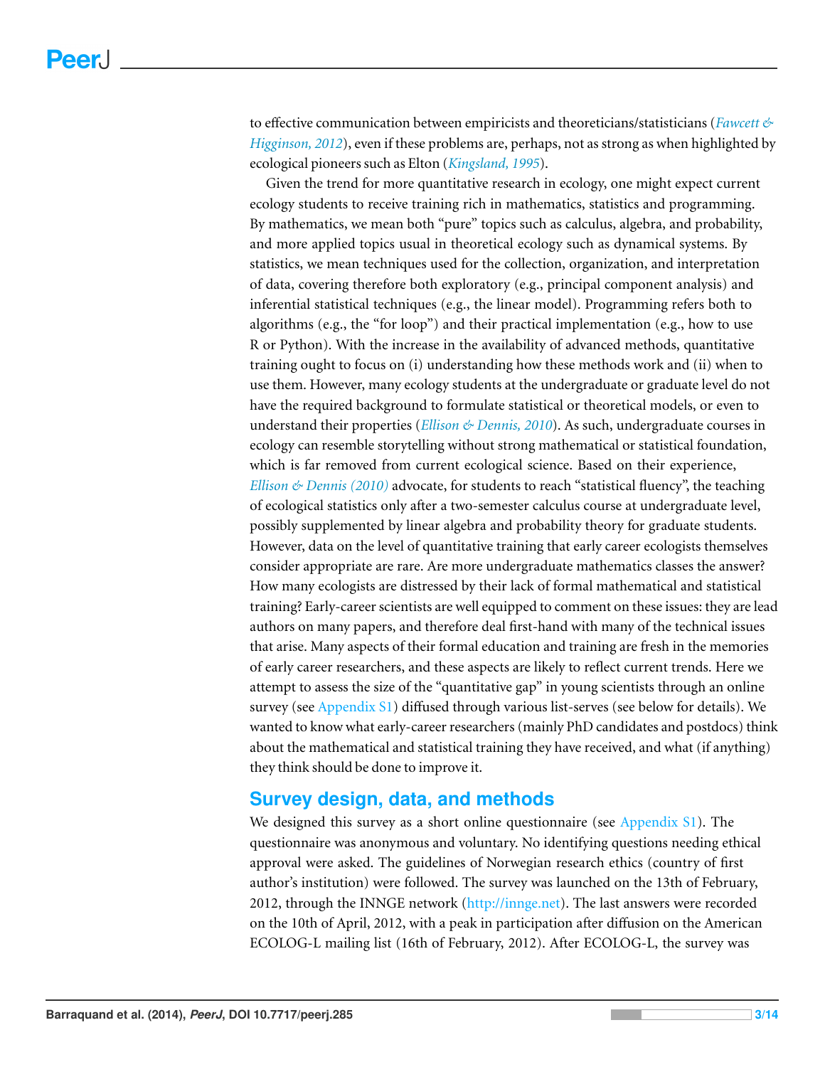to effective communication between empiricists and theoreticians/statisticians (*Fawcett & Higginson, 2012*), even if these problems are, perhaps, not as strong as when highlighted by ecological pioneers such as Elton (*Kingsland, 1995*).

Given the trend for more quantitative research in ecology, one might expect current ecology students to receive training rich in mathematics, statistics and programming. By mathematics, we mean both "pure" topics such as calculus, algebra, and probability, and more applied topics usual in theoretical ecology such as dynamical systems. By statistics, we mean techniques used for the collection, organization, and interpretation of data, covering therefore both exploratory (e.g., principal component analysis) and inferential statistical techniques (e.g., the linear model). Programming refers both to algorithms (e.g., the "for loop") and their practical implementation (e.g., how to use R or Python). With the increase in the availability of advanced methods, quantitative training ought to focus on (i) understanding how these methods work and (ii) when to use them. However, many ecology students at the undergraduate or graduate level do not have the required background to formulate statistical or theoretical models, or even to understand their properties (*Ellison & Dennis, 2010*). As such, undergraduate courses in ecology can resemble storytelling without strong mathematical or statistical foundation, which is far removed from current ecological science. Based on their experience, *Ellison & Dennis (2010)* advocate, for students to reach "statistical fluency", the teaching of ecological statistics only after a two-semester calculus course at undergraduate level, possibly supplemented by linear algebra and probability theory for graduate students. However, data on the level of quantitative training that early career ecologists themselves consider appropriate are rare. Are more undergraduate mathematics classes the answer? How many ecologists are distressed by their lack of formal mathematical and statistical training? Early-career scientists are well equipped to comment on these issues: they are lead authors on many papers, and therefore deal first-hand with many of the technical issues that arise. Many aspects of their formal education and training are fresh in the memories of early career researchers, and these aspects are likely to reflect current trends. Here we attempt to assess the size of the "quantitative gap" in young scientists through an online survey (see Appendix S1) diffused through various list-serves (see below for details). We wanted to know what early-career researchers (mainly PhD candidates and postdocs) think about the mathematical and statistical training they have received, and what (if anything) they think should be done to improve it.

## Survey design, data, and methods

We designed this survey as a short online questionnaire (see Appendix S1). The questionnaire was anonymous and voluntary. No identifying questions needing ethical approval were asked. The guidelines of Norwegian research ethics (country of first author's institution) were followed. The survey was launched on the 13th of February, 2012, through the INNGE network (http://innge.net). The last answers were recorded on the 10th of April, 2012, with a peak in participation after diffusion on the American ECOLOG-L mailing list (16th of February, 2012). After ECOLOG-L, the survey was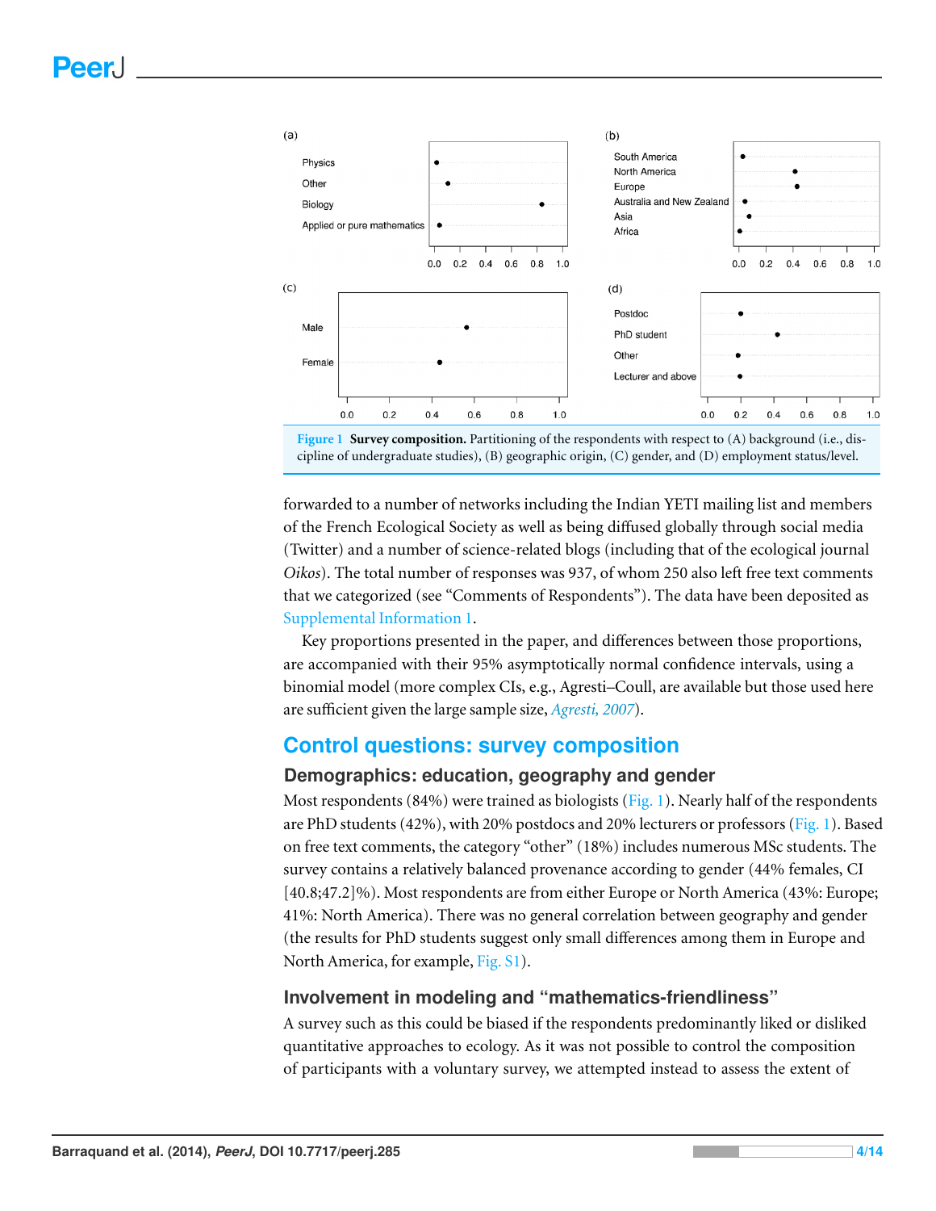**Figure 1 Survey composition.** Partitioning of the respondents with respect to (A) background (i.e., discipline of undergraduate studies), (B) geographic origin, (C) gender, and (D) employment status/level.

forwarded to a number of networks including the Indian YETI mailing list and members of the French Ecological Society as well as being diffused globally through social media (Twitter) and a number of science-related blogs (including that of the ecological journal *Oikos*). The total number of responses was 937, of whom 250 also left free text comments that we categorized (see "Comments of Respondents"). The data have been deposited as Supplemental Information 1.

Key proportions presented in the paper, and differences between those proportions, are accompanied with their 95% asymptotically normal confidence intervals, using a binomial model (more complex CIs, e.g., Agresti–Coull, are available but those used here are sufficient given the large sample size, *Agresti, 2007*).

## Control questions: survey composition

### Demographics: education, geography and gender

Most respondents (84%) were trained as biologists (Fig. 1). Nearly half of the respondents are PhD students (42%), with 20% postdocs and 20% lecturers or professors (Fig. 1). Based on free text comments, the category "other" (18%) includes numerous MSc students. The survey contains a relatively balanced provenance according to gender (44% females, CI [40.8;47.2]%). Most respondents are from either Europe or North America (43%: Europe; 41%: North America). There was no general correlation between geography and gender (the results for PhD students suggest only small differences among them in Europe and North America, for example, Fig. S1).

### Involvement in modeling and "mathematics-friendliness"

A survey such as this could be biased if the respondents predominantly liked or disliked quantitative approaches to ecology. As it was not possible to control the composition of participants with a voluntary survey, we attempted instead to assess the extent of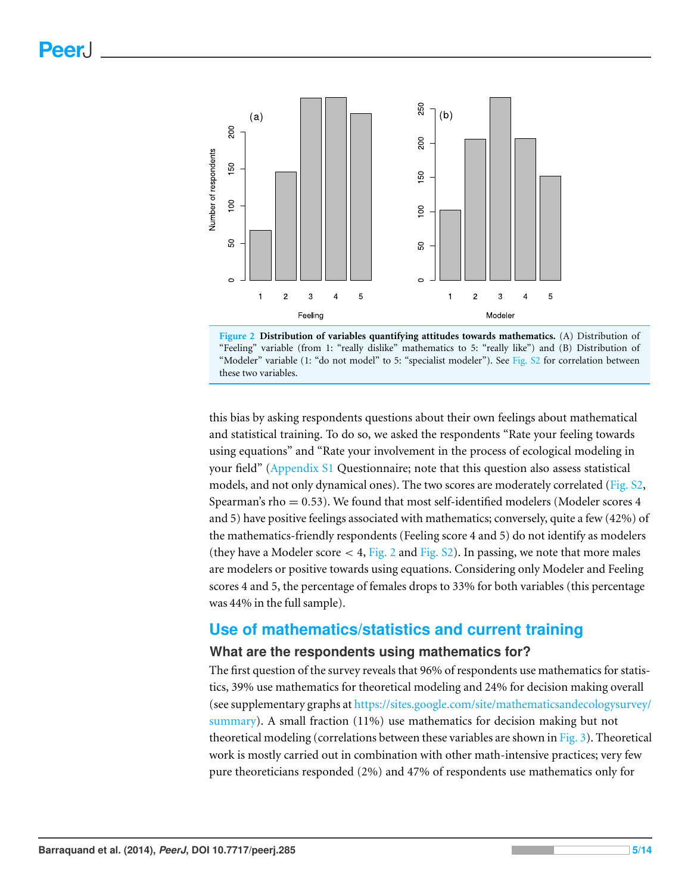Figure 2 Distribution of variables quantifying attitudes towards mathematics. (A) Distribution of "Feeling" variable (from 1: "really dislike" mathematics to 5: "really like") and (B) Distribution of "Modeler" variable (1: "do not model" to 5: "specialist modeler"). See Fig. S2 for correlation between these two variables.

this bias by asking respondents questions about their own feelings about mathematical and statistical training. To do so, we asked the respondents "Rate your feeling towards using equations" and "Rate your involvement in the process of ecological modeling in your field" (Appendix S1 Questionnaire; note that this question also assess statistical models, and not only dynamical ones). The two scores are moderately correlated (Fig. S2, Spearman's rho = 0.53). We found that most self-identified modelers (Modeler scores 4 and 5) have positive feelings associated with mathematics; conversely, quite a few (42%) of the mathematics-friendly respondents (Feeling score 4 and 5) do not identify as modelers (they have a Modeler score $< 4$, Fig. 2 and Fig. S2). In passing, we note that more males are modelers or positive towards using equations. Considering only Modeler and Feeling scores 4 and 5, the percentage of females drops to 33% for both variables (this percentage was 44% in the full sample).

## Use of mathematics/statistics and current training

### What are the respondents using mathematics for?

The first question of the survey reveals that 96% of respondents use mathematics for statistics, 39% use mathematics for theoretical modeling and 24% for decision making overall (see supplementary graphs at https://sites.google.com/site/mathematicsandecologysurvey/summary). A small fraction (11%) use mathematics for decision making but not theoretical modeling (correlations between these variables are shown in Fig. 3). Theoretical work is mostly carried out in combination with other math-intensive practices; very few pure theoreticians responded (2%) and 47% of respondents use mathematics only for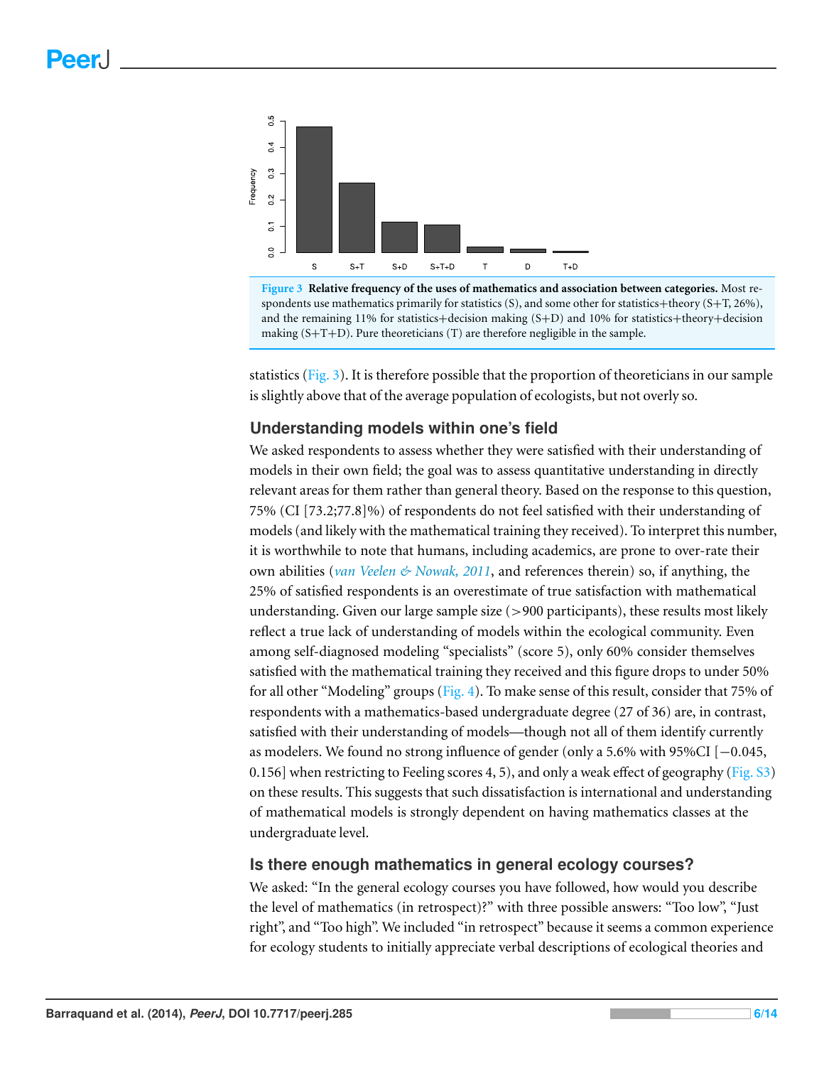**Figure 3 Relative frequency of the uses of mathematics and association between categories.** Most respondents use mathematics primarily for statistics (S), and some other for statistics+theory (S+T, 26%), and the remaining 11% for statistics+decision making (S+D) and 10% for statistics+theory+decision making (S+T+D). Pure theoreticians (T) are therefore negligible in the sample.

statistics (Fig. 3). It is therefore possible that the proportion of theoreticians in our sample is slightly above that of the average population of ecologists, but not overly so.

## Understanding models within one's field

We asked respondents to assess whether they were satisfied with their understanding of models in their own field; the goal was to assess quantitative understanding in directly relevant areas for them rather than general theory. Based on the response to this question, 75% (CI [73.2;77.8]%) of respondents do not feel satisfied with their understanding of models (and likely with the mathematical training they received). To interpret this number, it is worthwhile to note that humans, including academics, are prone to over-rate their own abilities (*van Veelen & Nowak, 2011*, and references therein) so, if anything, the 25% of satisfied respondents is an overestimate of true satisfaction with mathematical understanding. Given our large sample size (>900 participants), these results most likely reflect a true lack of understanding of models within the ecological community. Even among self-diagnosed modeling "specialists" (score 5), only 60% consider themselves satisfied with the mathematical training they received and this figure drops to under 50% for all other "Modeling" groups (Fig. 4). To make sense of this result, consider that 75% of respondents with a mathematics-based undergraduate degree (27 of 36) are, in contrast, satisfied with their understanding of models—though not all of them identify currently as modelers. We found no strong influence of gender (only a 5.6% with 95%CI [−0.045, 0.156] when restricting to Feeling scores 4, 5), and only a weak effect of geography (Fig. S3) on these results. This suggests that such dissatisfaction is international and understanding of mathematical models is strongly dependent on having mathematics classes at the undergraduate level.

## Is there enough mathematics in general ecology courses?

We asked: "In the general ecology courses you have followed, how would you describe the level of mathematics (in retrospect)?" with three possible answers: "Too low", "Just right", and "Too high". We included "in retrospect" because it seems a common experience for ecology students to initially appreciate verbal descriptions of ecological theories and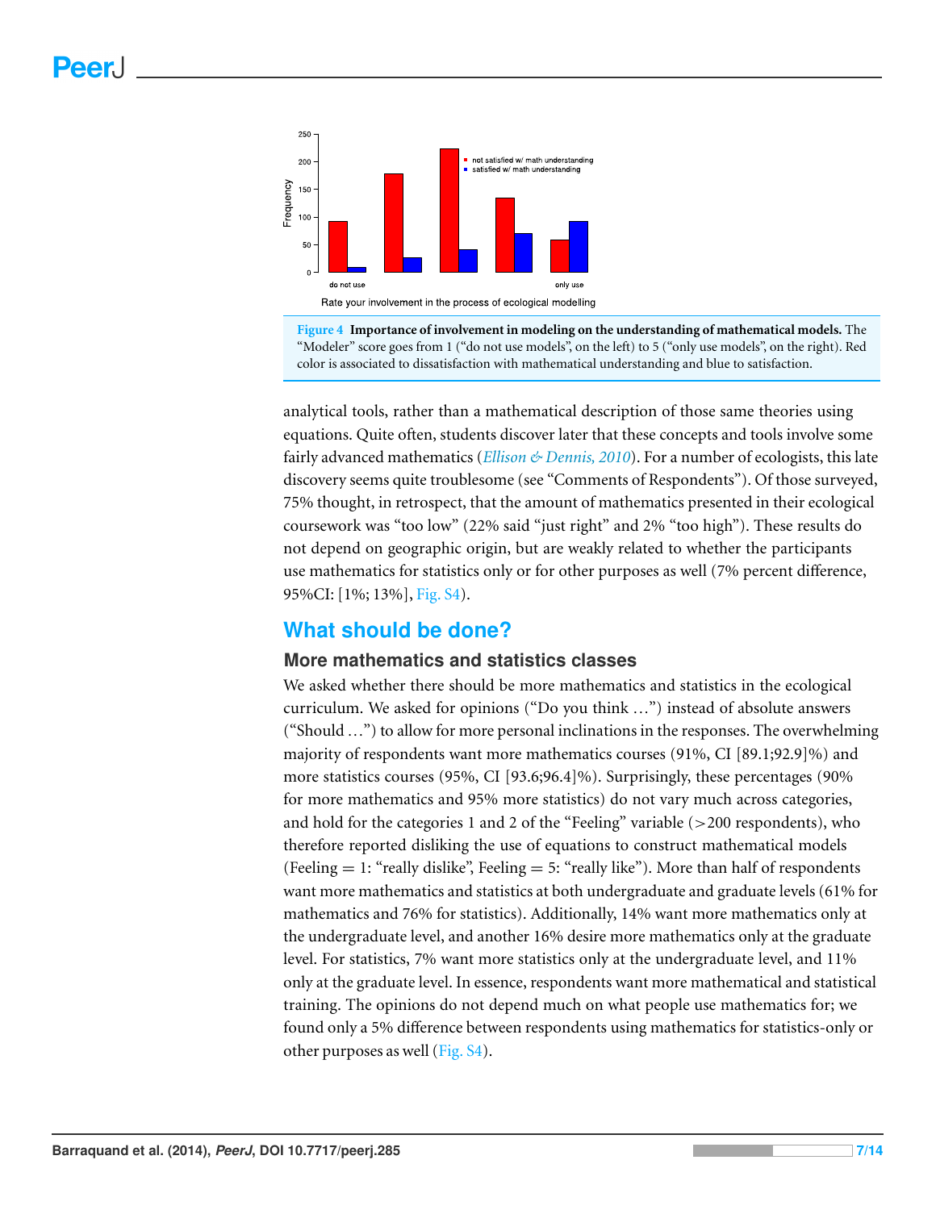Figure 4 Importance of involvement in modeling on the understanding of mathematical models. The "Modeler" score goes from 1 ("do not use models", on the left) to 5 ("only use models", on the right). Red color is associated to dissatisfaction with mathematical understanding and blue to satisfaction.

analytical tools, rather than a mathematical description of those same theories using equations. Quite often, students discover later that these concepts and tools involve some fairly advanced mathematics (*Ellison & Dennis, 2010*). For a number of ecologists, this late discovery seems quite troublesome (see "Comments of Respondents"). Of those surveyed, 75% thought, in retrospect, that the amount of mathematics presented in their ecological coursework was "too low" (22% said "just right" and 2% "too high"). These results do not depend on geographic origin, but are weakly related to whether the participants use mathematics for statistics only or for other purposes as well (7% percent difference, 95%CI: [1%; 13%], Fig. S4).

## What should be done?

### More mathematics and statistics classes

We asked whether there should be more mathematics and statistics in the ecological curriculum. We asked for opinions ("Do you think ...") instead of absolute answers ("Should ...") to allow for more personal inclinations in the responses. The overwhelming majority of respondents want more mathematics courses (91%, CI [89.1;92.9]%) and more statistics courses (95%, CI [93.6;96.4]%). Surprisingly, these percentages (90% for more mathematics and 95% more statistics) do not vary much across categories, and hold for the categories 1 and 2 of the "Feeling" variable (>200 respondents), who therefore reported disliking the use of equations to construct mathematical models (Feeling = 1: "really dislike", Feeling = 5: "really like"). More than half of respondents want more mathematics and statistics at both undergraduate and graduate levels (61% for mathematics and 76% for statistics). Additionally, 14% want more mathematics only at the undergraduate level, and another 16% desire more mathematics only at the graduate level. For statistics, 7% want more statistics only at the undergraduate level, and 11% only at the graduate level. In essence, respondents want more mathematical and statistical training. The opinions do not depend much on what people use mathematics for; we found only a 5% difference between respondents using mathematics for statistics-only or other purposes as well (Fig. S4).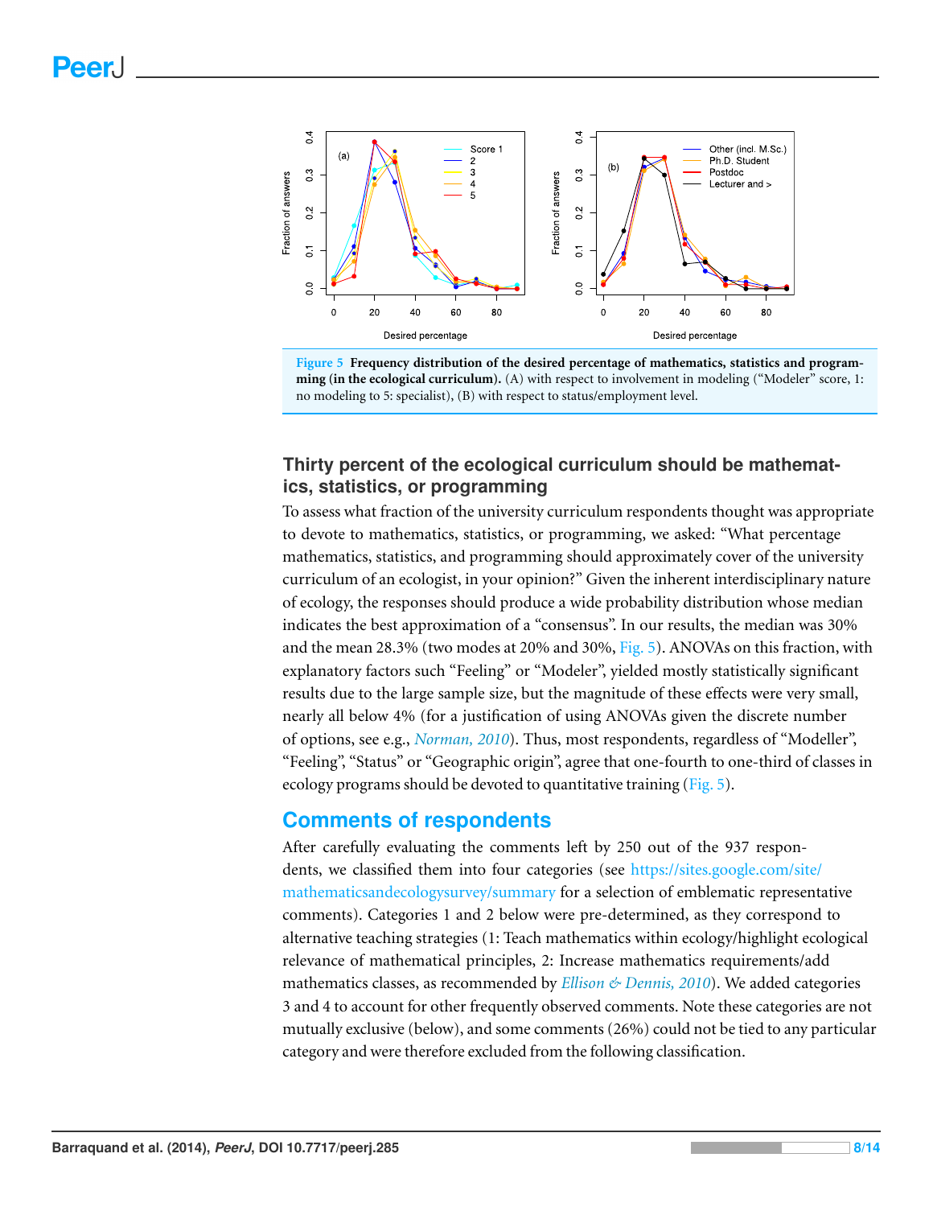**Figure 5 Frequency distribution of the desired percentage of mathematics, statistics and programming (in the ecological curriculum).** (A) with respect to involvement in modeling ("Modeler" score, 1: no modeling to 5: specialist), (B) with respect to status/employment level.

### Thirty percent of the ecological curriculum should be mathematics, statistics, or programming

To assess what fraction of the university curriculum respondents thought was appropriate to devote to mathematics, statistics, or programming, we asked: "What percentage mathematics, statistics, and programming should approximately cover of the university curriculum of an ecologist, in your opinion?" Given the inherent interdisciplinary nature of ecology, the responses should produce a wide probability distribution whose median indicates the best approximation of a "consensus". In our results, the median was 30% and the mean 28.3% (two modes at 20% and 30%, Fig. 5). ANOVAs on this fraction, with explanatory factors such "Feeling" or "Modeler", yielded mostly statistically significant results due to the large sample size, but the magnitude of these effects were very small, nearly all below 4% (for a justification of using ANOVAs given the discrete number of options, see e.g., *Norman, 2010*). Thus, most respondents, regardless of "Modeller", "Feeling", "Status" or "Geographic origin", agree that one-fourth to one-third of classes in ecology programs should be devoted to quantitative training (Fig. 5).

## Comments of respondents

After carefully evaluating the comments left by 250 out of the 937 respondents, we classified them into four categories (see https://sites.google.com/site/mathematicsandecologysurvey/summary for a selection of emblematic representative comments). Categories 1 and 2 below were pre-determined, as they correspond to alternative teaching strategies (1: Teach mathematics within ecology/highlight ecological relevance of mathematical principles, 2: Increase mathematics requirements/add mathematics classes, as recommended by *Ellison & Dennis, 2010*). We added categories 3 and 4 to account for other frequently observed comments. Note these categories are not mutually exclusive (below), and some comments (26%) could not be tied to any particular category and were therefore excluded from the following classification.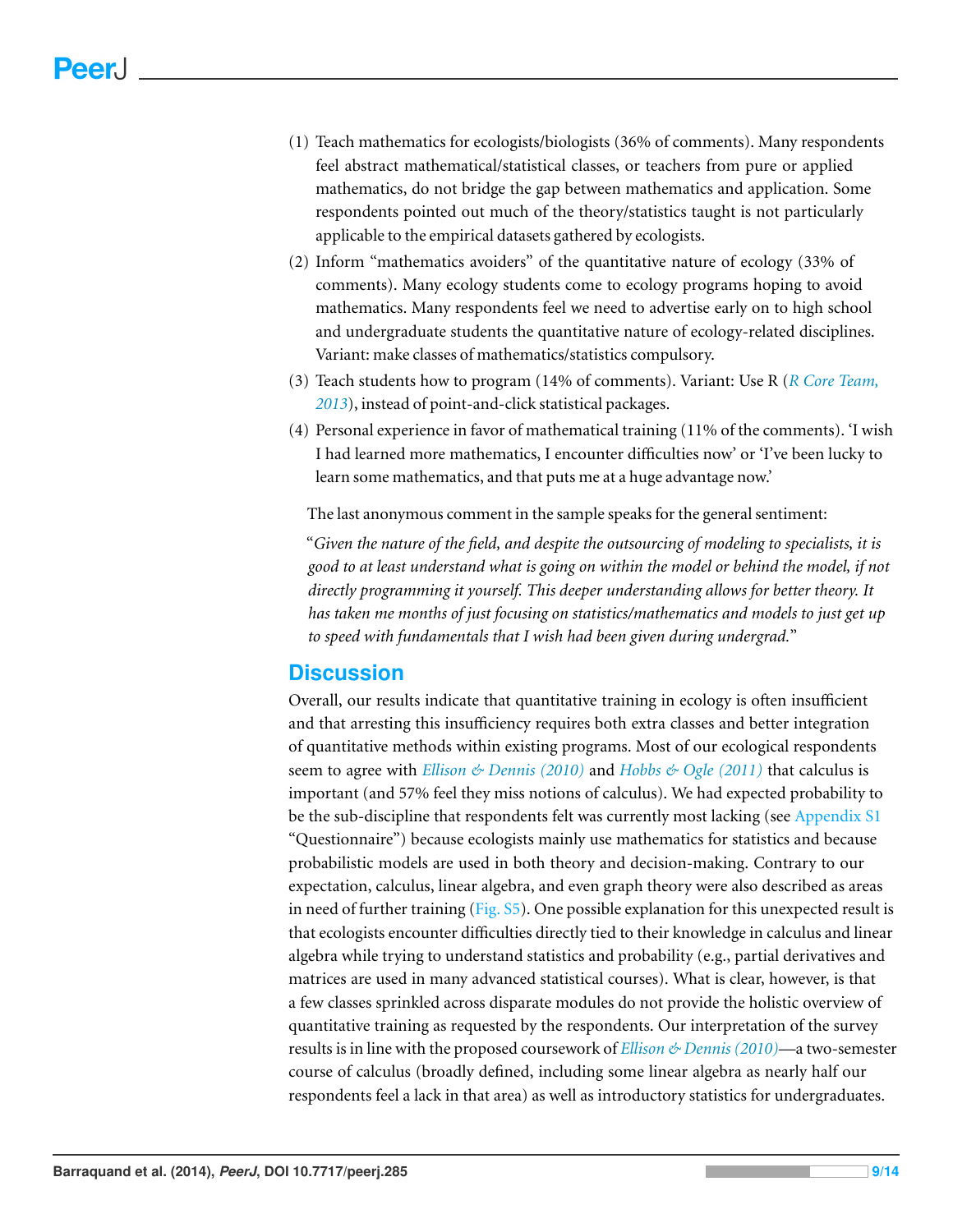(1) Teach mathematics for ecologists/biologists (36% of comments). Many respondents feel abstract mathematical/statistical classes, or teachers from pure or applied mathematics, do not bridge the gap between mathematics and application. Some respondents pointed out much of the theory/statistics taught is not particularly applicable to the empirical datasets gathered by ecologists.

(2) Inform "mathematics avoiders" of the quantitative nature of ecology (33% of comments). Many ecology students come to ecology programs hoping to avoid mathematics. Many respondents feel we need to advertise early on to high school and undergraduate students the quantitative nature of ecology-related disciplines. Variant: make classes of mathematics/statistics compulsory.

(3) Teach students how to program (14% of comments). Variant: Use R (*R Core Team, 2013*), instead of point-and-click statistical packages.

(4) Personal experience in favor of mathematical training (11% of the comments). 'I wish I had learned more mathematics, I encounter difficulties now' or 'I've been lucky to learn some mathematics, and that puts me at a huge advantage now.'

The last anonymous comment in the sample speaks for the general sentiment:

"*Given the nature of the field, and despite the outsourcing of modeling to specialists, it is good to at least understand what is going on within the model or behind the model, if not directly programming it yourself. This deeper understanding allows for better theory. It has taken me months of just focusing on statistics/mathematics and models to just get up to speed with fundamentals that I wish had been given during undergrad.*"

## Discussion

Overall, our results indicate that quantitative training in ecology is often insufficient and that arresting this insufficiency requires both extra classes and better integration of quantitative methods within existing programs. Most of our ecological respondents seem to agree with *Ellison & Dennis (2010)* and *Hobbs & Ogle (2011)* that calculus is important (and 57% feel they miss notions of calculus). We had expected probability to be the sub-discipline that respondents felt was currently most lacking (see Appendix S1 "Questionnaire") because ecologists mainly use mathematics for statistics and because probabilistic models are used in both theory and decision-making. Contrary to our expectation, calculus, linear algebra, and even graph theory were also described as areas in need of further training (Fig. S5). One possible explanation for this unexpected result is that ecologists encounter difficulties directly tied to their knowledge in calculus and linear algebra while trying to understand statistics and probability (e.g., partial derivatives and matrices are used in many advanced statistical courses). What is clear, however, is that a few classes sprinkled across disparate modules do not provide the holistic overview of quantitative training as requested by the respondents. Our interpretation of the survey results is in line with the proposed coursework of *Ellison & Dennis (2010)*—a two-semester course of calculus (broadly defined, including some linear algebra as nearly half our respondents feel a lack in that area) as well as introductory statistics for undergraduates.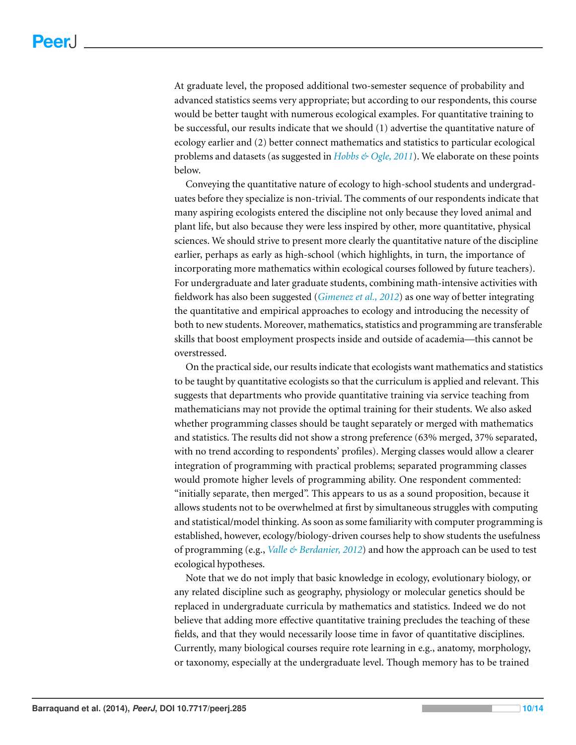At graduate level, the proposed additional two-semester sequence of probability and advanced statistics seems very appropriate; but according to our respondents, this course would be better taught with numerous ecological examples. For quantitative training to be successful, our results indicate that we should (1) advertise the quantitative nature of ecology earlier and (2) better connect mathematics and statistics to particular ecological problems and datasets (as suggested in *Hobbs & Ogle, 2011*). We elaborate on these points below.

Conveying the quantitative nature of ecology to high-school students and undergraduates before they specialize is non-trivial. The comments of our respondents indicate that many aspiring ecologists entered the discipline not only because they loved animal and plant life, but also because they were less inspired by other, more quantitative, physical sciences. We should strive to present more clearly the quantitative nature of the discipline earlier, perhaps as early as high-school (which highlights, in turn, the importance of incorporating more mathematics within ecological courses followed by future teachers). For undergraduate and later graduate students, combining math-intensive activities with fieldwork has also been suggested (*Gimenez et al., 2012*) as one way of better integrating the quantitative and empirical approaches to ecology and introducing the necessity of both to new students. Moreover, mathematics, statistics and programming are transferable skills that boost employment prospects inside and outside of academia—this cannot be overstressed.

On the practical side, our results indicate that ecologists want mathematics and statistics to be taught by quantitative ecologists so that the curriculum is applied and relevant. This suggests that departments who provide quantitative training via service teaching from mathematicians may not provide the optimal training for their students. We also asked whether programming classes should be taught separately or merged with mathematics and statistics. The results did not show a strong preference (63% merged, 37% separated, with no trend according to respondents' profiles). Merging classes would allow a clearer integration of programming with practical problems; separated programming classes would promote higher levels of programming ability. One respondent commented: "initially separate, then merged". This appears to us as a sound proposition, because it allows students not to be overwhelmed at first by simultaneous struggles with computing and statistical/model thinking. As soon as some familiarity with computer programming is established, however, ecology/biology-driven courses help to show students the usefulness of programming (e.g., *Valle & Berdanier, 2012*) and how the approach can be used to test ecological hypotheses.

Note that we do not imply that basic knowledge in ecology, evolutionary biology, or any related discipline such as geography, physiology or molecular genetics should be replaced in undergraduate curricula by mathematics and statistics. Indeed we do not believe that adding more effective quantitative training precludes the teaching of these fields, and that they would necessarily loose time in favor of quantitative disciplines. Currently, many biological courses require rote learning in e.g., anatomy, morphology, or taxonomy, especially at the undergraduate level. Though memory has to be trained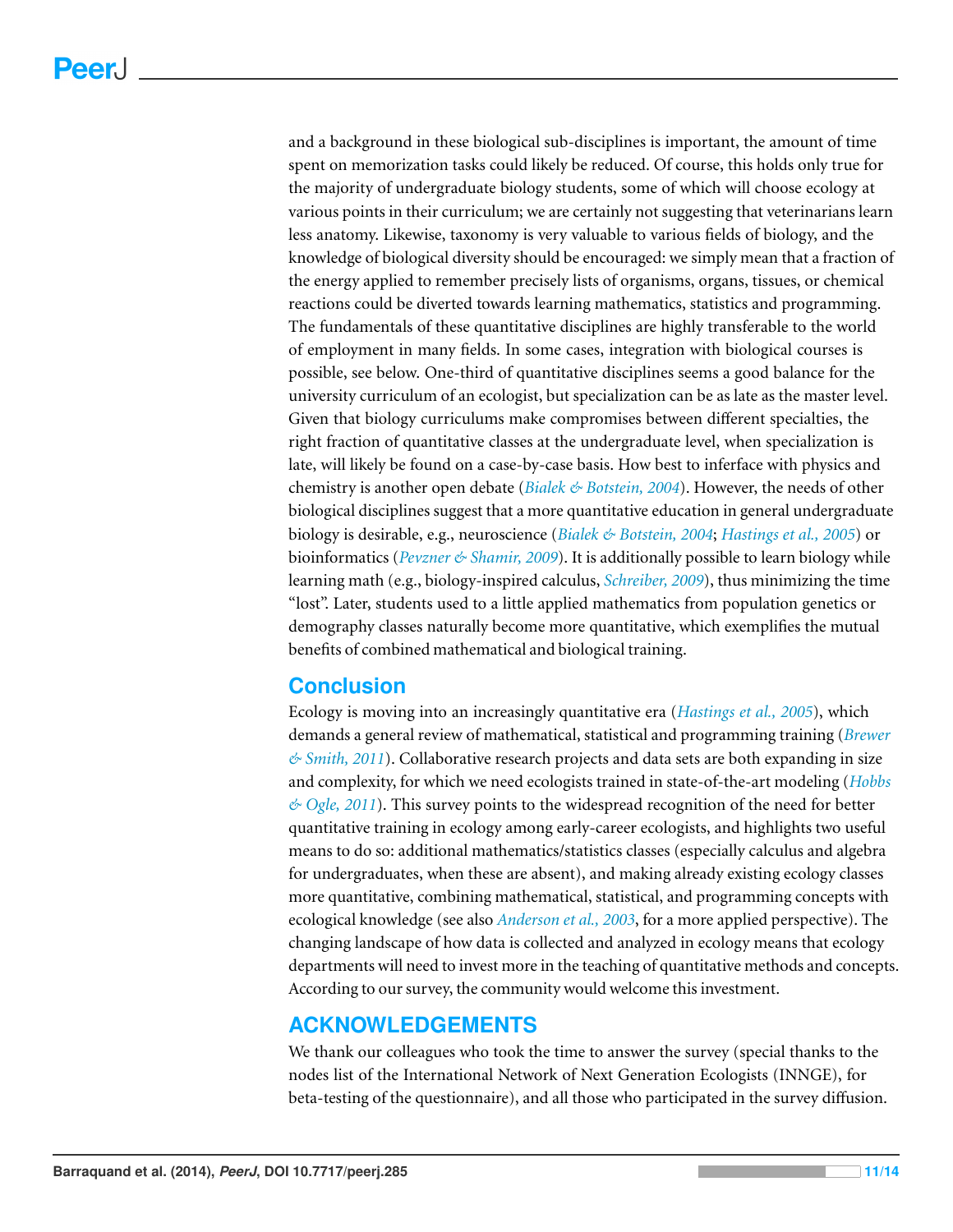and a background in these biological sub-disciplines is important, the amount of time spent on memorization tasks could likely be reduced. Of course, this holds only true for the majority of undergraduate biology students, some of which will choose ecology at various points in their curriculum; we are certainly not suggesting that veterinarians learn less anatomy. Likewise, taxonomy is very valuable to various fields of biology, and the knowledge of biological diversity should be encouraged: we simply mean that a fraction of the energy applied to remember precisely lists of organisms, organs, tissues, or chemical reactions could be diverted towards learning mathematics, statistics and programming. The fundamentals of these quantitative disciplines are highly transferable to the world of employment in many fields. In some cases, integration with biological courses is possible, see below. One-third of quantitative disciplines seems a good balance for the university curriculum of an ecologist, but specialization can be as late as the master level. Given that biology curriculums make compromises between different specialties, the right fraction of quantitative classes at the undergraduate level, when specialization is late, will likely be found on a case-by-case basis. How best to inferface with physics and chemistry is another open debate (*Bialek & Botstein, 2004*). However, the needs of other biological disciplines suggest that a more quantitative education in general undergraduate biology is desirable, e.g., neuroscience (*Bialek & Botstein, 2004*; *Hastings et al., 2005*) or bioinformatics (*Pevzner & Shamir, 2009*). It is additionally possible to learn biology while learning math (e.g., biology-inspired calculus, *Schreiber, 2009*), thus minimizing the time "lost". Later, students used to a little applied mathematics from population genetics or demography classes naturally become more quantitative, which exemplifies the mutual benefits of combined mathematical and biological training.

## Conclusion

Ecology is moving into an increasingly quantitative era (*Hastings et al., 2005*), which demands a general review of mathematical, statistical and programming training (*Brewer & Smith, 2011*). Collaborative research projects and data sets are both expanding in size and complexity, for which we need ecologists trained in state-of-the-art modeling (*Hobbs & Ogle, 2011*). This survey points to the widespread recognition of the need for better quantitative training in ecology among early-career ecologists, and highlights two useful means to do so: additional mathematics/statistics classes (especially calculus and algebra for undergraduates, when these are absent), and making already existing ecology classes more quantitative, combining mathematical, statistical, and programming concepts with ecological knowledge (see also *Anderson et al., 2003*, for a more applied perspective). The changing landscape of how data is collected and analyzed in ecology means that ecology departments will need to invest more in the teaching of quantitative methods and concepts. According to our survey, the community would welcome this investment.

## ACKNOWLEDGEMENTS

We thank our colleagues who took the time to answer the survey (special thanks to the nodes list of the International Network of Next Generation Ecologists (INNGE), for beta-testing of the questionnaire), and all those who participated in the survey diffusion.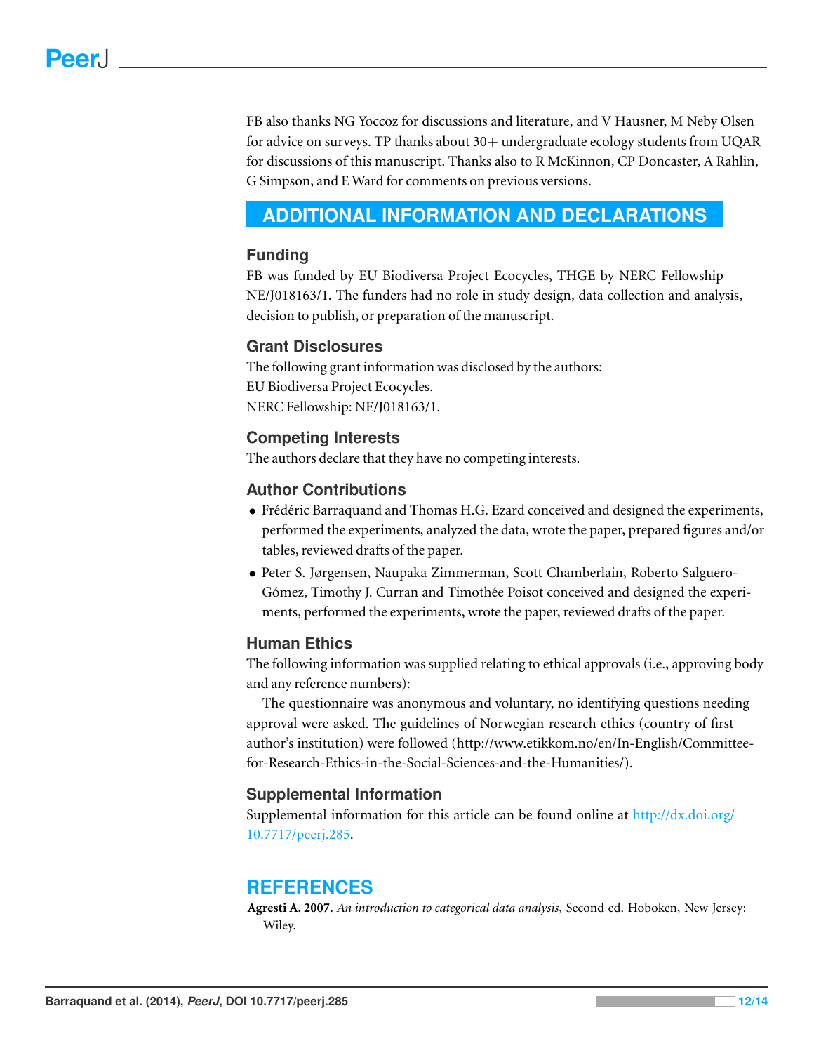FB also thanks NG Yoccoz for discussions and literature, and V Hausner, M Neby Olsen for advice on surveys. TP thanks about 30+ undergraduate ecology students from UQAR for discussions of this manuscript. Thanks also to R McKinnon, CP Doncaster, A Rahlin, G Simpson, and E Ward for comments on previous versions.

# ADDITIONAL INFORMATION AND DECLARATIONS

## Funding

FB was funded by EU Biodiversa Project Ecocycles, THGE by NERC Fellowship NE/J018163/1. The funders had no role in study design, data collection and analysis, decision to publish, or preparation of the manuscript.

## Grant Disclosures

The following grant information was disclosed by the authors:
EU Biodiversa Project Ecocycles.
NERC Fellowship: NE/J018163/1.

## Competing Interests

The authors declare that they have no competing interests.

## Author Contributions

- Frédéric Barraquand and Thomas H.G. Ezard conceived and designed the experiments, performed the experiments, analyzed the data, wrote the paper, prepared figures and/or tables, reviewed drafts of the paper.
- Peter S. Jørgensen, Naupaka Zimmerman, Scott Chamberlain, Roberto Salguero-Gómez, Timothy J. Curran and Timothée Poisot conceived and designed the experiments, performed the experiments, wrote the paper, reviewed drafts of the paper.

## Human Ethics

The following information was supplied relating to ethical approvals (i.e., approving body and any reference numbers):

The questionnaire was anonymous and voluntary, no identifying questions needing approval were asked. The guidelines of Norwegian research ethics (country of first author's institution) were followed (http://www.etikkom.no/en/In-English/Committee-for-Research-Ethics-in-the-Social-Sciences-and-the-Humanities/).

## Supplemental Information

Supplemental information for this article can be found online at http://dx.doi.org/10.7717/peerj.285.

# REFERENCES

**Agresti A. 2007.** *An introduction to categorical data analysis*, Second ed. Hoboken, New Jersey: Wiley.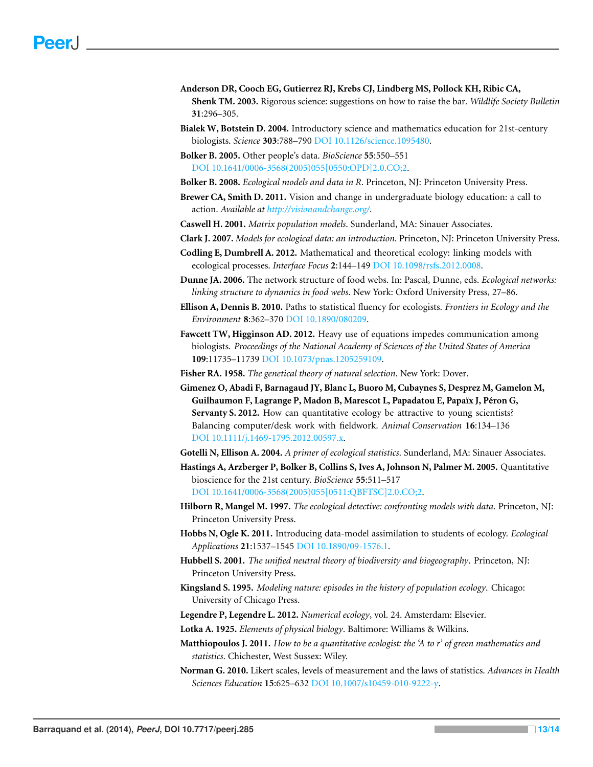**Anderson DR, Cooch EG, Gutierrez RJ, Krebs CJ, Lindberg MS, Pollock KH, Ribic CA, Shenk TM. 2003.** Rigorous science: suggestions on how to raise the bar. *Wildlife Society Bulletin* **31**:296–305.

**Bialek W, Botstein D. 2004.** Introductory science and mathematics education for 21st-century biologists. *Science* **303**:788–790 DOI 10.1126/science.1095480.

**Bolker B. 2005.** Other people's data. *BioScience* **55**:550–551 DOI 10.1641/0006-3568(2005)055[0550:OPD]2.0.CO;2.

**Bolker B. 2008.** *Ecological models and data in R*. Princeton, NJ: Princeton University Press.

**Brewer CA, Smith D. 2011.** Vision and change in undergraduate biology education: a call to action. *Available at http://visionandchange.org/*.

**Caswell H. 2001.** *Matrix population models*. Sunderland, MA: Sinauer Associates.

**Clark J. 2007.** *Models for ecological data: an introduction*. Princeton, NJ: Princeton University Press.

**Codling E, Dumbrell A. 2012.** Mathematical and theoretical ecology: linking models with ecological processes. *Interface Focus* **2**:144–149 DOI 10.1098/rsfs.2012.0008.

**Dunne JA. 2006.** The network structure of food webs. In: Pascal, Dunne, eds. *Ecological networks: linking structure to dynamics in food webs*. New York: Oxford University Press, 27–86.

**Ellison A, Dennis B. 2010.** Paths to statistical fluency for ecologists. *Frontiers in Ecology and the Environment* **8**:362–370 DOI 10.1890/080209.

**Fawcett TW, Higginson AD. 2012.** Heavy use of equations impedes communication among biologists. *Proceedings of the National Academy of Sciences of the United States of America* **109**:11735–11739 DOI 10.1073/pnas.1205259109.

**Fisher RA. 1958.** *The genetical theory of natural selection*. New York: Dover.

**Gimenez O, Abadi F, Barnagaud JY, Blanc L, Buoro M, Cubaynes S, Desprez M, Gamelon M, Guilhaumon F, Lagrange P, Madon B, Marescot L, Papadatou E, Papaïx J, Péron G, Servanty S. 2012.** How can quantitative ecology be attractive to young scientists? Balancing computer/desk work with fieldwork. *Animal Conservation* **16**:134–136 DOI 10.1111/j.1469-1795.2012.00597.x.

**Gotelli N, Ellison A. 2004.** *A primer of ecological statistics*. Sunderland, MA: Sinauer Associates.

**Hastings A, Arzberger P, Bolker B, Collins S, Ives A, Johnson N, Palmer M. 2005.** Quantitative bioscience for the 21st century. *BioScience* **55**:511–517 DOI 10.1641/0006-3568(2005)055[0511:QBFTSC]2.0.CO;2.

**Hilborn R, Mangel M. 1997.** *The ecological detective: confronting models with data*. Princeton, NJ: Princeton University Press.

**Hobbs N, Ogle K. 2011.** Introducing data-model assimilation to students of ecology. *Ecological Applications* **21**:1537–1545 DOI 10.1890/09-1576.1.

**Hubbell S. 2001.** *The unified neutral theory of biodiversity and biogeography*. Princeton, NJ: Princeton University Press.

**Kingsland S. 1995.** *Modeling nature: episodes in the history of population ecology*. Chicago: University of Chicago Press.

**Legendre P, Legendre L. 2012.** *Numerical ecology*, vol. 24. Amsterdam: Elsevier.

**Lotka A. 1925.** *Elements of physical biology*. Baltimore: Williams & Wilkins.

**Matthiopoulos J. 2011.** *How to be a quantitative ecologist: the 'A to r' of green mathematics and statistics*. Chichester, West Sussex: Wiley.

**Norman G. 2010.** Likert scales, levels of measurement and the laws of statistics. *Advances in Health Sciences Education* **15**:625–632 DOI 10.1007/s10459-010-9222-y.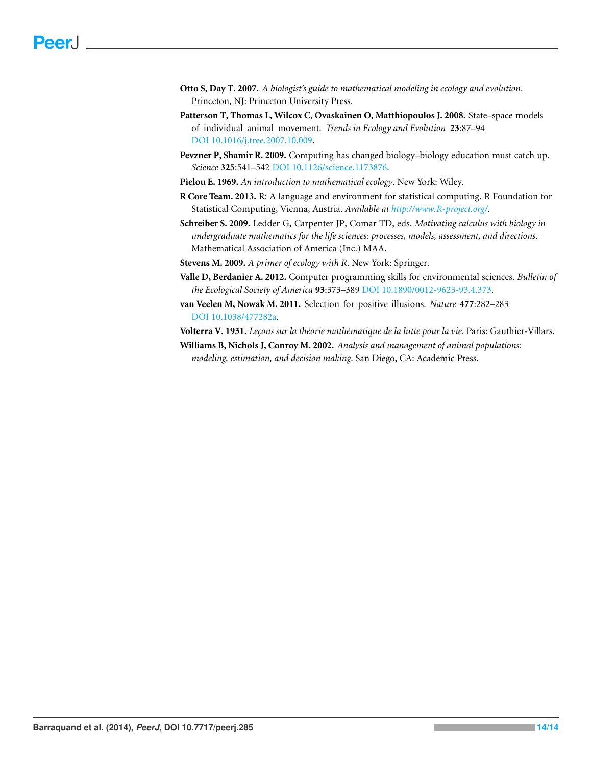**Otto S, Day T. 2007.** *A biologist's guide to mathematical modeling in ecology and evolution*. Princeton, NJ: Princeton University Press.

**Patterson T, Thomas L, Wilcox C, Ovaskainen O, Matthiopoulos J. 2008.** State–space models of individual animal movement. *Trends in Ecology and Evolution* **23**:87–94 DOI 10.1016/j.tree.2007.10.009.

**Pevzner P, Shamir R. 2009.** Computing has changed biology–biology education must catch up. *Science* **325**:541–542 DOI 10.1126/science.1173876.

**Pielou E. 1969.** *An introduction to mathematical ecology*. New York: Wiley.

**R Core Team. 2013.** R: A language and environment for statistical computing. R Foundation for Statistical Computing, Vienna, Austria. *Available at http://www.R-project.org/*.

**Schreiber S. 2009.** Ledder G, Carpenter JP, Comar TD, eds. *Motivating calculus with biology in undergraduate mathematics for the life sciences: processes, models, assessment, and directions*. Mathematical Association of America (Inc.) MAA.

**Stevens M. 2009.** *A primer of ecology with R*. New York: Springer.

**Valle D, Berdanier A. 2012.** Computer programming skills for environmental sciences. *Bulletin of the Ecological Society of America* **93**:373–389 DOI 10.1890/0012-9623-93.4.373.

**van Veelen M, Nowak M. 2011.** Selection for positive illusions. *Nature* **477**:282–283 DOI 10.1038/477282a.

**Volterra V. 1931.** *Leçons sur la théorie mathématique de la lutte pour la vie*. Paris: Gauthier-Villars.

**Williams B, Nichols J, Conroy M. 2002.** *Analysis and management of animal populations: modeling, estimation, and decision making*. San Diego, CA: Academic Press.